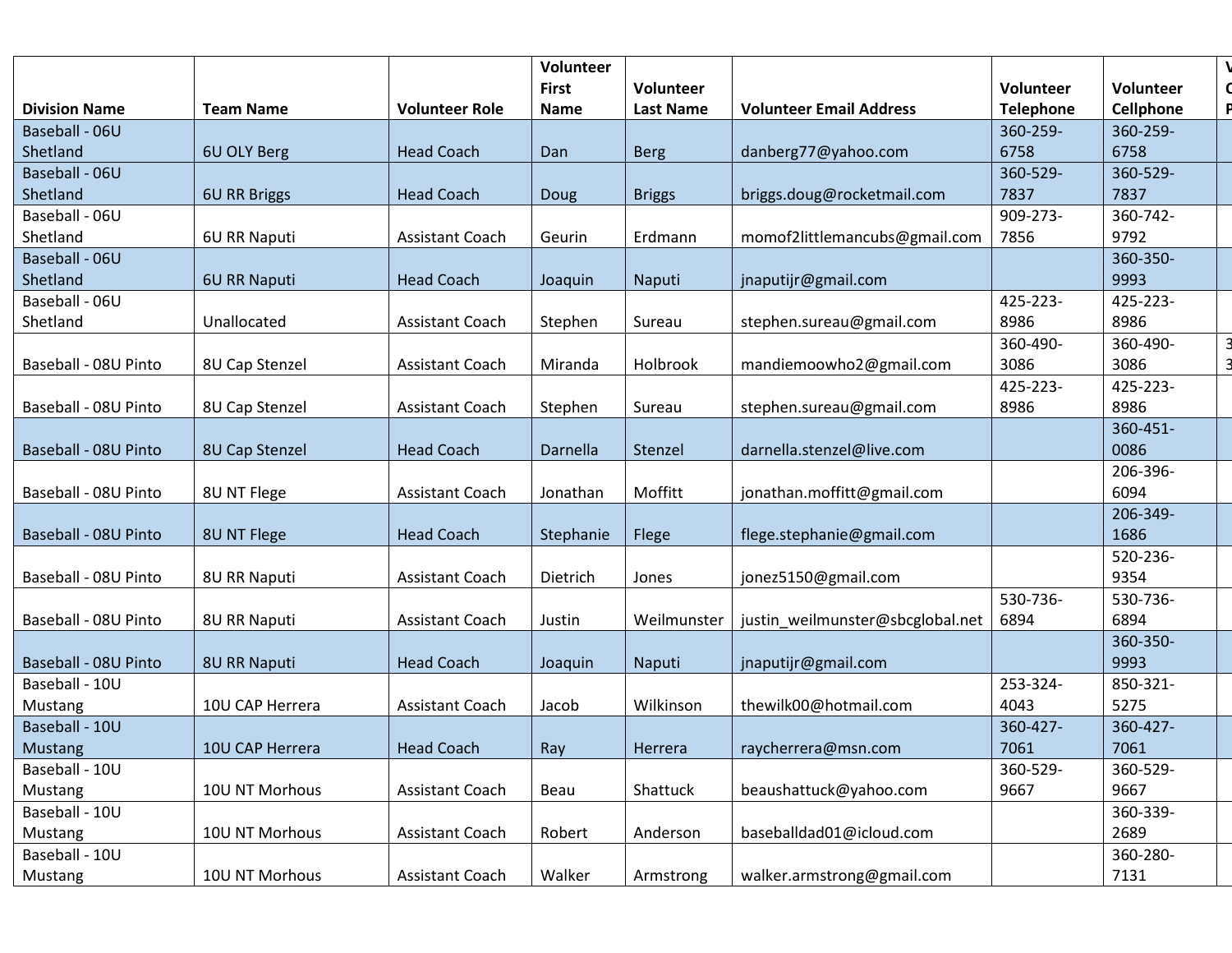| Division Name | Team Name | Volunteer Role | Volunteer First Name | Volunteer Last Name | Volunteer Email Address | Volunteer Telephone | Volunteer Cellphone | V C P |
|---|---|---|---|---|---|---|---|---|
| Baseball - 06U Shetland | 6U OLY Berg | Head Coach | Dan | Berg | danberg77@yahoo.com | 360-259-6758 | 360-259-6758 | |
| Baseball - 06U Shetland | 6U RR Briggs | Head Coach | Doug | Briggs | briggs.doug@rocketmail.com | 360-529-7837 | 360-529-7837 | |
| Baseball - 06U Shetland | 6U RR Naputi | Assistant Coach | Geurin | Erdmann | momof2littlemancubs@gmail.com | 909-273-7856 | 360-742-9792 | |
| Baseball - 06U Shetland | 6U RR Naputi | Head Coach | Joaquin | Naputi | jnaputijr@gmail.com | | 360-350-9993 | |
| Baseball - 06U Shetland | Unallocated | Assistant Coach | Stephen | Sureau | stephen.sureau@gmail.com | 425-223-8986 | 425-223-8986 | |
| Baseball - 08U Pinto | 8U Cap Stenzel | Assistant Coach | Miranda | Holbrook | mandiemoowho2@gmail.com | 360-490-3086 | 360-490-3086 | 3 3 |
| Baseball - 08U Pinto | 8U Cap Stenzel | Assistant Coach | Stephen | Sureau | stephen.sureau@gmail.com | 425-223-8986 | 425-223-8986 | |
| Baseball - 08U Pinto | 8U Cap Stenzel | Head Coach | Darnella | Stenzel | darnella.stenzel@live.com | | 360-451-0086 | |
| Baseball - 08U Pinto | 8U NT Flege | Assistant Coach | Jonathan | Moffitt | jonathan.moffitt@gmail.com | | 206-396-6094 | |
| Baseball - 08U Pinto | 8U NT Flege | Head Coach | Stephanie | Flege | flege.stephanie@gmail.com | | 206-349-1686 | |
| Baseball - 08U Pinto | 8U RR Naputi | Assistant Coach | Dietrich | Jones | jonez5150@gmail.com | | 520-236-9354 | |
| Baseball - 08U Pinto | 8U RR Naputi | Assistant Coach | Justin | Weilmunster | justin_weilmunster@sbcglobal.net | 530-736-6894 | 530-736-6894 | |
| Baseball - 08U Pinto | 8U RR Naputi | Head Coach | Joaquin | Naputi | jnaputijr@gmail.com | | 360-350-9993 | |
| Baseball - 10U Mustang | 10U CAP Herrera | Assistant Coach | Jacob | Wilkinson | thewilk00@hotmail.com | 253-324-4043 | 850-321-5275 | |
| Baseball - 10U Mustang | 10U CAP Herrera | Head Coach | Ray | Herrera | raycherrera@msn.com | 360-427-7061 | 360-427-7061 | |
| Baseball - 10U Mustang | 10U NT Morhous | Assistant Coach | Beau | Shattuck | beaushattuck@yahoo.com | 360-529-9667 | 360-529-9667 | |
| Baseball - 10U Mustang | 10U NT Morhous | Assistant Coach | Robert | Anderson | baseballdad01@icloud.com | | 360-339-2689 | |
| Baseball - 10U Mustang | 10U NT Morhous | Assistant Coach | Walker | Armstrong | walker.armstrong@gmail.com | | 360-280-7131 | |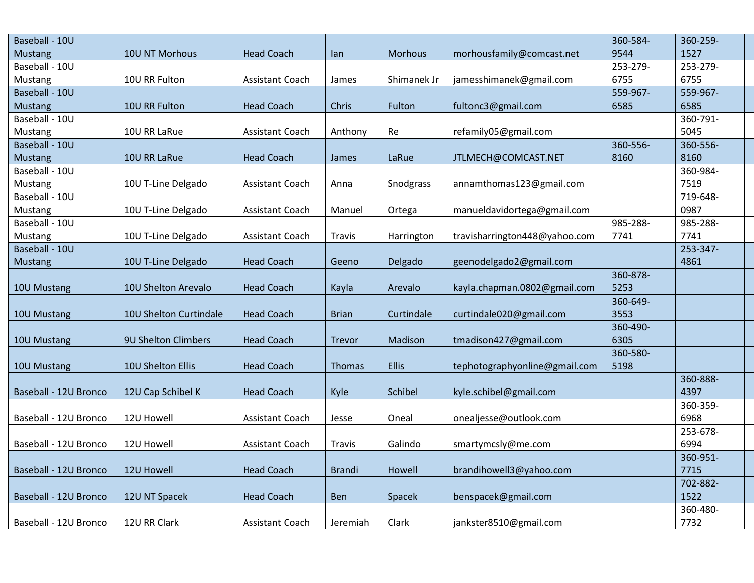| | | | | | | | |
|---|---|---|---|---|---|---|---|
| Baseball - 10U Mustang | 10U NT Morhous | Head Coach | Ian | Morhous | morhousfamily@comcast.net | 360-584-9544 | 360-259-1527 |
| Baseball - 10U Mustang | 10U RR Fulton | Assistant Coach | James | Shimanek Jr | jamesshimanek@gmail.com | 253-279-6755 | 253-279-6755 |
| Baseball - 10U Mustang | 10U RR Fulton | Head Coach | Chris | Fulton | fultonc3@gmail.com | 559-967-6585 | 559-967-6585 |
| Baseball - 10U Mustang | 10U RR LaRue | Assistant Coach | Anthony | Re | refamily05@gmail.com | | 360-791-5045 |
| Baseball - 10U Mustang | 10U RR LaRue | Head Coach | James | LaRue | JTLMECH@COMCAST.NET | 360-556-8160 | 360-556-8160 |
| Baseball - 10U Mustang | 10U T-Line Delgado | Assistant Coach | Anna | Snodgrass | annamthomas123@gmail.com | | 360-984-7519 |
| Baseball - 10U Mustang | 10U T-Line Delgado | Assistant Coach | Manuel | Ortega | manueldavidortega@gmail.com | | 719-648-0987 |
| Baseball - 10U Mustang | 10U T-Line Delgado | Assistant Coach | Travis | Harrington | travisharrington448@yahoo.com | 985-288-7741 | 985-288-7741 |
| Baseball - 10U Mustang | 10U T-Line Delgado | Head Coach | Geeno | Delgado | geenodelgado2@gmail.com | | 253-347-4861 |
| 10U Mustang | 10U Shelton Arevalo | Head Coach | Kayla | Arevalo | kayla.chapman.0802@gmail.com | 360-878-5253 | |
| 10U Mustang | 10U Shelton Curtindale | Head Coach | Brian | Curtindale | curtindale020@gmail.com | 360-649-3553 | |
| 10U Mustang | 9U Shelton Climbers | Head Coach | Trevor | Madison | tmadison427@gmail.com | 360-490-6305 | |
| 10U Mustang | 10U Shelton Ellis | Head Coach | Thomas | Ellis | tephotographyonline@gmail.com | 360-580-5198 | |
| Baseball - 12U Bronco | 12U Cap Schibel K | Head Coach | Kyle | Schibel | kyle.schibel@gmail.com | | 360-888-4397 |
| Baseball - 12U Bronco | 12U Howell | Assistant Coach | Jesse | Oneal | onealjesse@outlook.com | | 360-359-6968 |
| Baseball - 12U Bronco | 12U Howell | Assistant Coach | Travis | Galindo | smartymcsly@me.com | | 253-678-6994 |
| Baseball - 12U Bronco | 12U Howell | Head Coach | Brandi | Howell | brandihowell3@yahoo.com | | 360-951-7715 |
| Baseball - 12U Bronco | 12U NT Spacek | Head Coach | Ben | Spacek | benspacek@gmail.com | | 702-882-1522 |
| Baseball - 12U Bronco | 12U RR Clark | Assistant Coach | Jeremiah | Clark | jankster8510@gmail.com | | 360-480-7732 |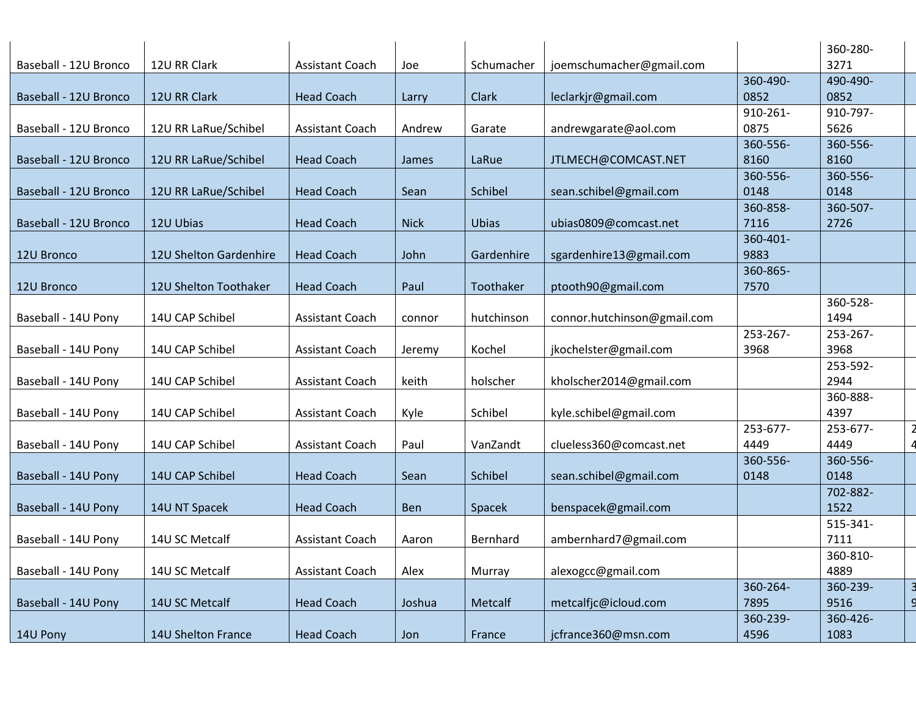| | | | | | | | | |
|---|---|---|---|---|---|---|---|---|
| Baseball - 12U Bronco | 12U RR Clark | Assistant Coach | Joe | Schumacher | joemschumacher@gmail.com | | 360-280-3271 | |
| Baseball - 12U Bronco | 12U RR Clark | Head Coach | Larry | Clark | leclarkjr@gmail.com | 360-490-0852 | 490-490-0852 | |
| Baseball - 12U Bronco | 12U RR LaRue/Schibel | Assistant Coach | Andrew | Garate | andrewgarate@aol.com | 910-261-0875 | 910-797-5626 | |
| Baseball - 12U Bronco | 12U RR LaRue/Schibel | Head Coach | James | LaRue | JTLMECH@COMCAST.NET | 360-556-8160 | 360-556-8160 | |
| Baseball - 12U Bronco | 12U RR LaRue/Schibel | Head Coach | Sean | Schibel | sean.schibel@gmail.com | 360-556-0148 | 360-556-0148 | |
| Baseball - 12U Bronco | 12U Ubias | Head Coach | Nick | Ubias | ubias0809@comcast.net | 360-858-7116 | 360-507-2726 | |
| 12U Bronco | 12U Shelton Gardenhire | Head Coach | John | Gardenhire | sgardenhire13@gmail.com | 360-401-9883 | | |
| 12U Bronco | 12U Shelton Toothaker | Head Coach | Paul | Toothaker | ptooth90@gmail.com | 360-865-7570 | | |
| Baseball - 14U Pony | 14U CAP Schibel | Assistant Coach | connor | hutchinson | connor.hutchinson@gmail.com | | 360-528-1494 | |
| Baseball - 14U Pony | 14U CAP Schibel | Assistant Coach | Jeremy | Kochel | jkochelster@gmail.com | 253-267-3968 | 253-267-3968 | |
| Baseball - 14U Pony | 14U CAP Schibel | Assistant Coach | keith | holscher | kholscher2014@gmail.com | | 253-592-2944 | |
| Baseball - 14U Pony | 14U CAP Schibel | Assistant Coach | Kyle | Schibel | kyle.schibel@gmail.com | | 360-888-4397 | |
| Baseball - 14U Pony | 14U CAP Schibel | Assistant Coach | Paul | VanZandt | clueless360@comcast.net | 253-677-4449 | 253-677-4449 | 2 4 |
| Baseball - 14U Pony | 14U CAP Schibel | Head Coach | Sean | Schibel | sean.schibel@gmail.com | 360-556-0148 | 360-556-0148 | |
| Baseball - 14U Pony | 14U NT Spacek | Head Coach | Ben | Spacek | benspacek@gmail.com | | 702-882-1522 | |
| Baseball - 14U Pony | 14U SC Metcalf | Assistant Coach | Aaron | Bernhard | ambernhard7@gmail.com | | 515-341-7111 | |
| Baseball - 14U Pony | 14U SC Metcalf | Assistant Coach | Alex | Murray | alexogcc@gmail.com | | 360-810-4889 | |
| Baseball - 14U Pony | 14U SC Metcalf | Head Coach | Joshua | Metcalf | metcalfjc@icloud.com | 360-264-7895 | 360-239-9516 | 3 9 |
| 14U Pony | 14U Shelton France | Head Coach | Jon | France | jcfrance360@msn.com | 360-239-4596 | 360-426-1083 | |